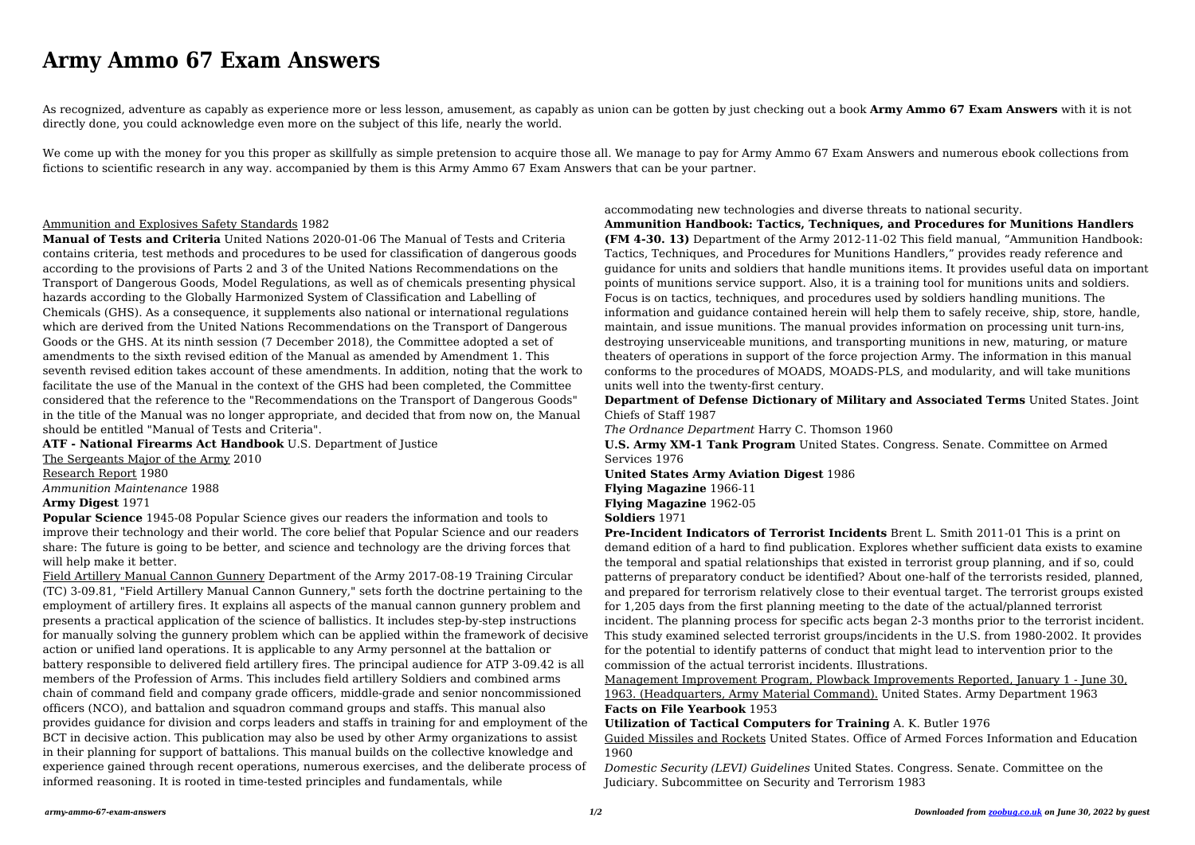# Army Ammo 67 Exam Answers

As recognized, adventure as capably as experience more or less lesson, amusement, as capably as union can be gotten by just checking out a book **Army Ammo 67 Exam Answers** with it is not directly done, you could acknowledge even more on the subject of this life, nearly the world.

We come up with the money for you this proper as skillfully as simple pretension to acquire those all. We manage to pay for Army Ammo 67 Exam Answers and numerous ebook collections from fictions to scientific research in any way. accompanied by them is this Army Ammo 67 Exam Answers that can be your partner.

Ammunition and Explosives Safety Standards 1982

**Manual of Tests and Criteria** United Nations 2020-01-06 The Manual of Tests and Criteria contains criteria, test methods and procedures to be used for classification of dangerous goods according to the provisions of Parts 2 and 3 of the United Nations Recommendations on the Transport of Dangerous Goods, Model Regulations, as well as of chemicals presenting physical hazards according to the Globally Harmonized System of Classification and Labelling of Chemicals (GHS). As a consequence, it supplements also national or international regulations which are derived from the United Nations Recommendations on the Transport of Dangerous Goods or the GHS. At its ninth session (7 December 2018), the Committee adopted a set of amendments to the sixth revised edition of the Manual as amended by Amendment 1. This seventh revised edition takes account of these amendments. In addition, noting that the work to facilitate the use of the Manual in the context of the GHS had been completed, the Committee considered that the reference to the "Recommendations on the Transport of Dangerous Goods" in the title of the Manual was no longer appropriate, and decided that from now on, the Manual should be entitled "Manual of Tests and Criteria".

**ATF - National Firearms Act Handbook** U.S. Department of Justice

The Sergeants Major of the Army 2010

Research Report 1980

*Ammunition Maintenance* 1988

**Army Digest** 1971

**Popular Science** 1945-08 Popular Science gives our readers the information and tools to improve their technology and their world. The core belief that Popular Science and our readers share: The future is going to be better, and science and technology are the driving forces that will help make it better.

Field Artillery Manual Cannon Gunnery Department of the Army 2017-08-19 Training Circular (TC) 3-09.81, "Field Artillery Manual Cannon Gunnery," sets forth the doctrine pertaining to the employment of artillery fires. It explains all aspects of the manual cannon gunnery problem and presents a practical application of the science of ballistics. It includes step-by-step instructions for manually solving the gunnery problem which can be applied within the framework of decisive action or unified land operations. It is applicable to any Army personnel at the battalion or battery responsible to delivered field artillery fires. The principal audience for ATP 3-09.42 is all members of the Profession of Arms. This includes field artillery Soldiers and combined arms chain of command field and company grade officers, middle-grade and senior noncommissioned officers (NCO), and battalion and squadron command groups and staffs. This manual also provides guidance for division and corps leaders and staffs in training for and employment of the BCT in decisive action. This publication may also be used by other Army organizations to assist in their planning for support of battalions. This manual builds on the collective knowledge and experience gained through recent operations, numerous exercises, and the deliberate process of informed reasoning. It is rooted in time-tested principles and fundamentals, while accommodating new technologies and diverse threats to national security.

**Ammunition Handbook: Tactics, Techniques, and Procedures for Munitions Handlers (FM 4-30. 13)** Department of the Army 2012-11-02 This field manual, "Ammunition Handbook: Tactics, Techniques, and Procedures for Munitions Handlers," provides ready reference and guidance for units and soldiers that handle munitions items. It provides useful data on important points of munitions service support. Also, it is a training tool for munitions units and soldiers. Focus is on tactics, techniques, and procedures used by soldiers handling munitions. The information and guidance contained herein will help them to safely receive, ship, store, handle, maintain, and issue munitions. The manual provides information on processing unit turn-ins, destroying unserviceable munitions, and transporting munitions in new, maturing, or mature theaters of operations in support of the force projection Army. The information in this manual conforms to the procedures of MOADS, MOADS-PLS, and modularity, and will take munitions units well into the twenty-first century.

**Department of Defense Dictionary of Military and Associated Terms** United States. Joint Chiefs of Staff 1987

*The Ordnance Department* Harry C. Thomson 1960

**U.S. Army XM-1 Tank Program** United States. Congress. Senate. Committee on Armed Services 1976

**United States Army Aviation Digest** 1986

**Flying Magazine** 1966-11

**Flying Magazine** 1962-05

**Soldiers** 1971

**Pre-Incident Indicators of Terrorist Incidents** Brent L. Smith 2011-01 This is a print on demand edition of a hard to find publication. Explores whether sufficient data exists to examine the temporal and spatial relationships that existed in terrorist group planning, and if so, could patterns of preparatory conduct be identified? About one-half of the terrorists resided, planned, and prepared for terrorism relatively close to their eventual target. The terrorist groups existed for 1,205 days from the first planning meeting to the date of the actual/planned terrorist incident. The planning process for specific acts began 2-3 months prior to the terrorist incident. This study examined selected terrorist groups/incidents in the U.S. from 1980-2002. It provides for the potential to identify patterns of conduct that might lead to intervention prior to the commission of the actual terrorist incidents. Illustrations.

Management Improvement Program, Plowback Improvements Reported, January 1 - June 30, 1963. (Headquarters, Army Material Command). United States. Army Department 1963

**Facts on File Yearbook** 1953

**Utilization of Tactical Computers for Training** A. K. Butler 1976

Guided Missiles and Rockets United States. Office of Armed Forces Information and Education 1960

*Domestic Security (LEVI) Guidelines* United States. Congress. Senate. Committee on the Judiciary. Subcommittee on Security and Terrorism 1983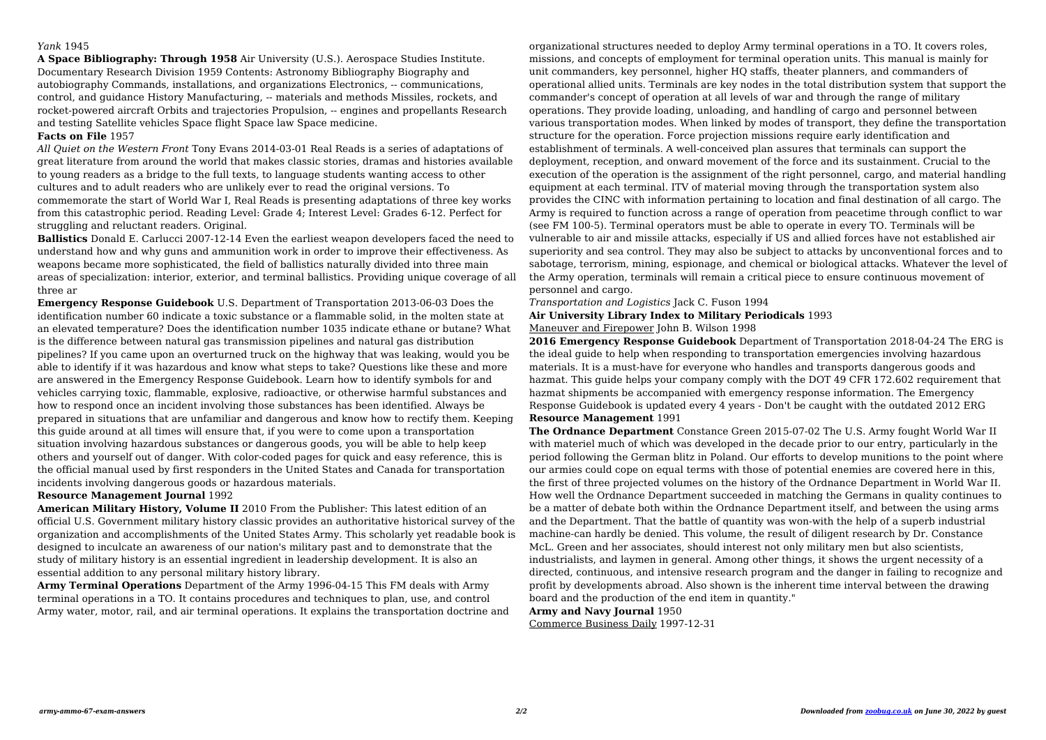*Yank* 1945

**A Space Bibliography: Through 1958** Air University (U.S.). Aerospace Studies Institute. Documentary Research Division 1959 Contents: Astronomy Bibliography Biography and autobiography Commands, installations, and organizations Electronics, -- communications, control, and guidance History Manufacturing, -- materials and methods Missiles, rockets, and rocket-powered aircraft Orbits and trajectories Propulsion, -- engines and propellants Research and testing Satellite vehicles Space flight Space law Space medicine.

**Facts on File** 1957

*All Quiet on the Western Front* Tony Evans 2014-03-01 Real Reads is a series of adaptations of great literature from around the world that makes classic stories, dramas and histories available to young readers as a bridge to the full texts, to language students wanting access to other cultures and to adult readers who are unlikely ever to read the original versions. To commemorate the start of World War I, Real Reads is presenting adaptations of three key works from this catastrophic period. Reading Level: Grade 4; Interest Level: Grades 6-12. Perfect for struggling and reluctant readers. Original.

**Ballistics** Donald E. Carlucci 2007-12-14 Even the earliest weapon developers faced the need to understand how and why guns and ammunition work in order to improve their effectiveness. As weapons became more sophisticated, the field of ballistics naturally divided into three main areas of specialization: interior, exterior, and terminal ballistics. Providing unique coverage of all three ar

**Emergency Response Guidebook** U.S. Department of Transportation 2013-06-03 Does the identification number 60 indicate a toxic substance or a flammable solid, in the molten state at an elevated temperature? Does the identification number 1035 indicate ethane or butane? What is the difference between natural gas transmission pipelines and natural gas distribution pipelines? If you came upon an overturned truck on the highway that was leaking, would you be able to identify if it was hazardous and know what steps to take? Questions like these and more are answered in the Emergency Response Guidebook. Learn how to identify symbols for and vehicles carrying toxic, flammable, explosive, radioactive, or otherwise harmful substances and how to respond once an incident involving those substances has been identified. Always be prepared in situations that are unfamiliar and dangerous and know how to rectify them. Keeping this guide around at all times will ensure that, if you were to come upon a transportation situation involving hazardous substances or dangerous goods, you will be able to help keep others and yourself out of danger. With color-coded pages for quick and easy reference, this is the official manual used by first responders in the United States and Canada for transportation incidents involving dangerous goods or hazardous materials.

**Resource Management Journal** 1992

**American Military History, Volume II** 2010 From the Publisher: This latest edition of an official U.S. Government military history classic provides an authoritative historical survey of the organization and accomplishments of the United States Army. This scholarly yet readable book is designed to inculcate an awareness of our nation's military past and to demonstrate that the study of military history is an essential ingredient in leadership development. It is also an essential addition to any personal military history library.

**Army Terminal Operations** Department of the Army 1996-04-15 This FM deals with Army terminal operations in a TO. It contains procedures and techniques to plan, use, and control Army water, motor, rail, and air terminal operations. It explains the transportation doctrine and organizational structures needed to deploy Army terminal operations in a TO. It covers roles, missions, and concepts of employment for terminal operation units. This manual is mainly for unit commanders, key personnel, higher HQ staffs, theater planners, and commanders of operational allied units. Terminals are key nodes in the total distribution system that support the commander's concept of operation at all levels of war and through the range of military operations. They provide loading, unloading, and handling of cargo and personnel between various transportation modes. When linked by modes of transport, they define the transportation structure for the operation. Force projection missions require early identification and establishment of terminals. A well-conceived plan assures that terminals can support the deployment, reception, and onward movement of the force and its sustainment. Crucial to the execution of the operation is the assignment of the right personnel, cargo, and material handling equipment at each terminal. ITV of material moving through the transportation system also provides the CINC with information pertaining to location and final destination of all cargo. The Army is required to function across a range of operation from peacetime through conflict to war (see FM 100-5). Terminal operators must be able to operate in every TO. Terminals will be vulnerable to air and missile attacks, especially if US and allied forces have not established air superiority and sea control. They may also be subject to attacks by unconventional forces and to sabotage, terrorism, mining, espionage, and chemical or biological attacks. Whatever the level of the Army operation, terminals will remain a critical piece to ensure continuous movement of personnel and cargo.

*Transportation and Logistics* Jack C. Fuson 1994

**Air University Library Index to Military Periodicals** 1993

Maneuver and Firepower John B. Wilson 1998

**2016 Emergency Response Guidebook** Department of Transportation 2018-04-24 The ERG is the ideal guide to help when responding to transportation emergencies involving hazardous materials. It is a must-have for everyone who handles and transports dangerous goods and hazmat. This guide helps your company comply with the DOT 49 CFR 172.602 requirement that hazmat shipments be accompanied with emergency response information. The Emergency Response Guidebook is updated every 4 years - Don't be caught with the outdated 2012 ERG

**Resource Management** 1991

**The Ordnance Department** Constance Green 2015-07-02 The U.S. Army fought World War II with materiel much of which was developed in the decade prior to our entry, particularly in the period following the German blitz in Poland. Our efforts to develop munitions to the point where our armies could cope on equal terms with those of potential enemies are covered here in this, the first of three projected volumes on the history of the Ordnance Department in World War II. How well the Ordnance Department succeeded in matching the Germans in quality continues to be a matter of debate both within the Ordnance Department itself, and between the using arms and the Department. That the battle of quantity was won-with the help of a superb industrial machine-can hardly be denied. This volume, the result of diligent research by Dr. Constance McL. Green and her associates, should interest not only military men but also scientists, industrialists, and laymen in general. Among other things, it shows the urgent necessity of a directed, continuous, and intensive research program and the danger in failing to recognize and profit by developments abroad. Also shown is the inherent time interval between the drawing board and the production of the end item in quantity."

**Army and Navy Journal** 1950

Commerce Business Daily 1997-12-31